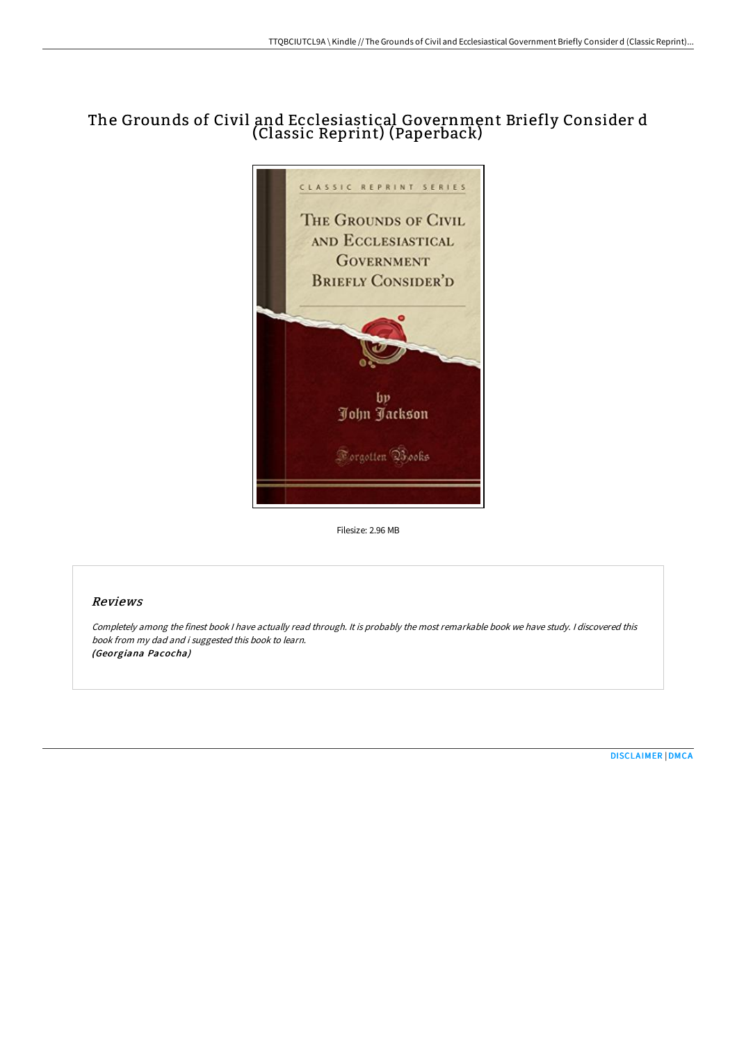# The Grounds of Civil and Ecclesiastical Government Briefly Consider d (Classic Reprint) (Paperback)

Filesize: 2.96 MB

## Reviews

*Completely among the finest book I have actually read through. It is probably the most remarkable book we have study. I discovered this book from my dad and i suggested this book to learn.*
***(Georgiana Pacocha)***

DISCLAIMER | DMCA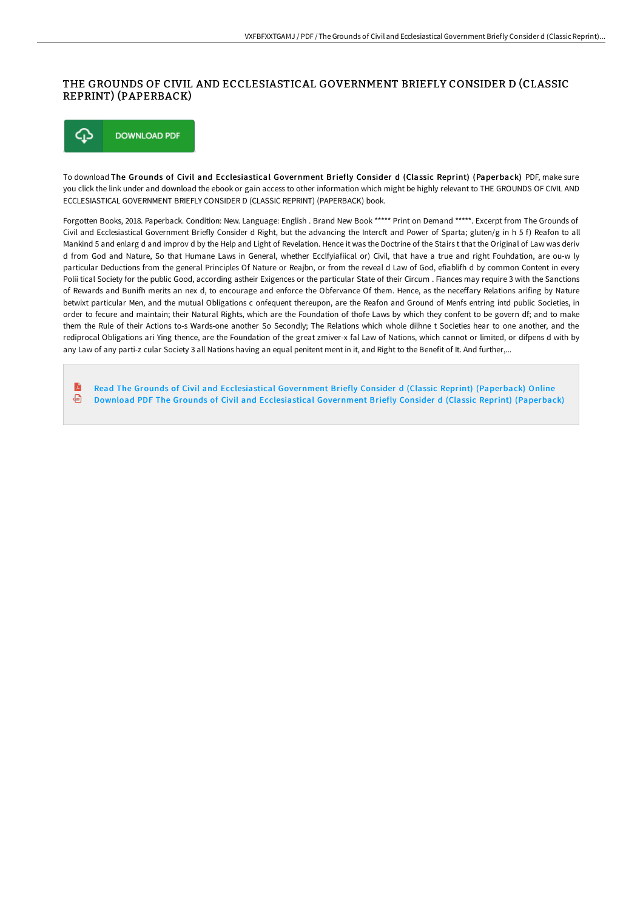# THE GROUNDS OF CIVIL AND ECCLESIASTICAL GOVERNMENT BRIEFLY CONSIDER D (CLASSIC REPRINT) (PAPERBACK)

DOWNLOAD PDF

To download **The Grounds of Civil and Ecclesiastical Government Briefly Consider d (Classic Reprint) (Paperback)** PDF, make sure you click the link under and download the ebook or gain access to other information which might be highly relevant to THE GROUNDS OF CIVIL AND ECCLESIASTICAL GOVERNMENT BRIEFLY CONSIDER D (CLASSIC REPRINT) (PAPERBACK) book.

Forgotten Books, 2018. Paperback. Condition: New. Language: English . Brand New Book ***** Print on Demand *****. Excerpt from The Grounds of Civil and Ecclesiastical Government Briefly Consider d Right, but the advancing the Intercft and Power of Sparta; gluten/g in h 5 f) Reafon to all Mankind 5 and enlarg d and improv d by the Help and Light of Revelation. Hence it was the Doctrine of the Stairs t that the Original of Law was deriv d from God and Nature, So that Humane Laws in General, whether Ecclfyiafiical or) Civil, that have a true and right Fouhdation, are ou-w ly particular Deductions from the general Principles Of Nature or Reajbn, or from the reveal d Law of God, efiablifh d by common Content in every Polii tical Society for the public Good, according astheir Exigences or the particular State of their Circum . Fiances may require 3 with the Sanctions of Rewards and Bunifh merits an nex d, to encourage and enforce the Obfervance Of them. Hence, as the neceffary Relations arifing by Nature betwixt particular Men, and the mutual Obligations c onfequent thereupon, are the Reafon and Ground of Menfs entring intd public Societies, in order to fecure and maintain; their Natural Rights, which are the Foundation of thofe Laws by which they confent to be govern df; and to make them the Rule of their Actions to-s Wards-one another So Secondly; The Relations which whole dilhne t Societies hear to one another, and the rediprocal Obligations ari Ying thence, are the Foundation of the great zmiver-x fal Law of Nations, which cannot or limited, or difpens d with by any Law of any parti-z cular Society 3 all Nations having an equal penitent ment in it, and Right to the Benefit of It. And further,...

- Read The Grounds of Civil and Ecclesiastical Government Briefly Consider d (Classic Reprint) (Paperback) Online
- Download PDF The Grounds of Civil and Ecclesiastical Government Briefly Consider d (Classic Reprint) (Paperback)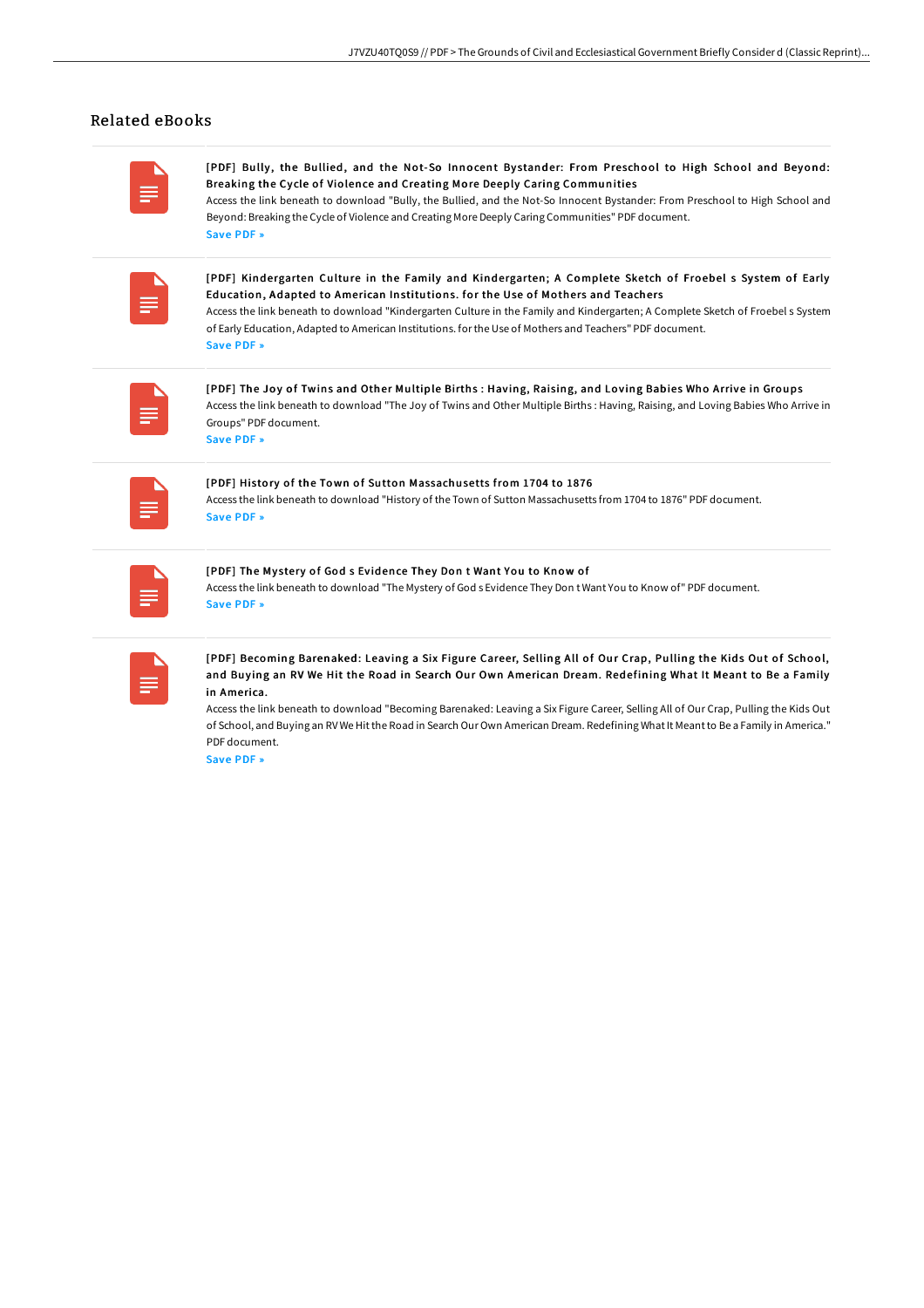## Related eBooks

[PDF] Bully, the Bullied, and the Not-So Innocent Bystander: From Preschool to High School and Beyond: Breaking the Cycle of Violence and Creating More Deeply Caring Communities

Access the link beneath to download "Bully, the Bullied, and the Not-So Innocent Bystander: From Preschool to High School and Beyond: Breaking the Cycle of Violence and Creating More Deeply Caring Communities" PDF document.

Save PDF »

[PDF] Kindergarten Culture in the Family and Kindergarten; A Complete Sketch of Froebel s System of Early Education, Adapted to American Institutions. for the Use of Mothers and Teachers

Access the link beneath to download "Kindergarten Culture in the Family and Kindergarten; A Complete Sketch of Froebel s System of Early Education, Adapted to American Institutions. for the Use of Mothers and Teachers" PDF document.

Save PDF »

[PDF] The Joy of Twins and Other Multiple Births : Having, Raising, and Loving Babies Who Arrive in Groups

Access the link beneath to download "The Joy of Twins and Other Multiple Births : Having, Raising, and Loving Babies Who Arrive in Groups" PDF document.

Save PDF »

[PDF] History of the Town of Sutton Massachusetts from 1704 to 1876

Access the link beneath to download "History of the Town of Sutton Massachusetts from 1704 to 1876" PDF document.

Save PDF »

[PDF] The Mystery of God s Evidence They Don t Want You to Know of

Access the link beneath to download "The Mystery of God s Evidence They Don t Want You to Know of" PDF document.

Save PDF »

[PDF] Becoming Barenaked: Leaving a Six Figure Career, Selling All of Our Crap, Pulling the Kids Out of School, and Buying an RV We Hit the Road in Search Our Own American Dream. Redefining What It Meant to Be a Family in America.

Access the link beneath to download "Becoming Barenaked: Leaving a Six Figure Career, Selling All of Our Crap, Pulling the Kids Out of School, and Buying an RV We Hit the Road in Search Our Own American Dream. Redefining What It Meant to Be a Family in America." PDF document.

Save PDF »